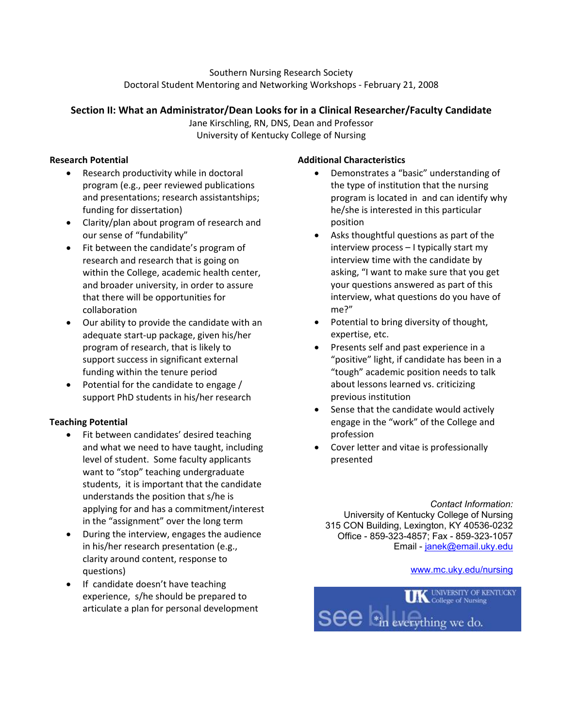Southern Nursing Research Society
Doctoral Student Mentoring and Networking Workshops - February 21, 2008

## Section II: What an Administrator/Dean Looks for in a Clinical Researcher/Faculty Candidate

Jane Kirschling, RN, DNS, Dean and Professor
University of Kentucky College of Nursing

**Research Potential**

- Research productivity while in doctoral program (e.g., peer reviewed publications and presentations; research assistantships; funding for dissertation)
- Clarity/plan about program of research and our sense of "fundability"
- Fit between the candidate's program of research and research that is going on within the College, academic health center, and broader university, in order to assure that there will be opportunities for collaboration
- Our ability to provide the candidate with an adequate start-up package, given his/her program of research, that is likely to support success in significant external funding within the tenure period
- Potential for the candidate to engage / support PhD students in his/her research

**Teaching Potential**

- Fit between candidates' desired teaching and what we need to have taught, including level of student. Some faculty applicants want to "stop" teaching undergraduate students, it is important that the candidate understands the position that s/he is applying for and has a commitment/interest in the "assignment" over the long term
- During the interview, engages the audience in his/her research presentation (e.g., clarity around content, response to questions)
- If candidate doesn't have teaching experience, s/he should be prepared to articulate a plan for personal development

**Additional Characteristics**

- Demonstrates a "basic" understanding of the type of institution that the nursing program is located in and can identify why he/she is interested in this particular position
- Asks thoughtful questions as part of the interview process – I typically start my interview time with the candidate by asking, "I want to make sure that you get your questions answered as part of this interview, what questions do you have of me?"
- Potential to bring diversity of thought, expertise, etc.
- Presents self and past experience in a "positive" light, if candidate has been in a "tough" academic position needs to talk about lessons learned vs. criticizing previous institution
- Sense that the candidate would actively engage in the "work" of the College and profession
- Cover letter and vitae is professionally presented

*Contact Information:*
University of Kentucky College of Nursing
315 CON Building, Lexington, KY 40536-0232
Office - 859-323-4857; Fax - 859-323-1057
Email - janek@email.uky.edu

www.mc.uky.edu/nursing

UK University of Kentucky College of Nursing
see blue in everything we do.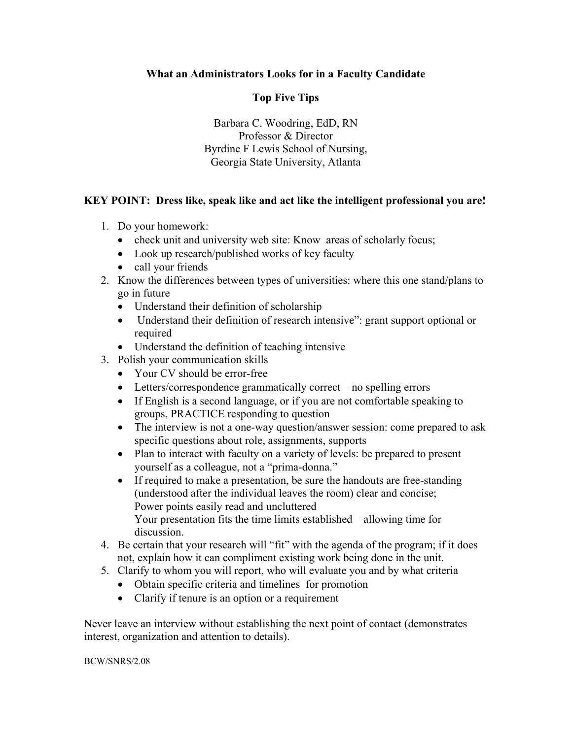**What an Administrators Looks for in a Faculty Candidate**

**Top Five Tips**

Barbara C. Woodring, EdD, RN
Professor & Director
Byrdine F Lewis School of Nursing,
Georgia State University, Atlanta

**KEY POINT: Dress like, speak like and act like the intelligent professional you are!**

1. Do your homework:
   - check unit and university web site: Know areas of scholarly focus;
   - Look up research/published works of key faculty
   - call your friends
2. Know the differences between types of universities: where this one stand/plans to go in future
   - Understand their definition of scholarship
   - Understand their definition of research intensive": grant support optional or required
   - Understand the definition of teaching intensive
3. Polish your communication skills
   - Your CV should be error-free
   - Letters/correspondence grammatically correct – no spelling errors
   - If English is a second language, or if you are not comfortable speaking to groups, PRACTICE responding to question
   - The interview is not a one-way question/answer session: come prepared to ask specific questions about role, assignments, supports
   - Plan to interact with faculty on a variety of levels: be prepared to present yourself as a colleague, not a "prima-donna."
   - If required to make a presentation, be sure the handouts are free-standing (understood after the individual leaves the room) clear and concise;
     Power points easily read and uncluttered
     Your presentation fits the time limits established – allowing time for discussion.
4. Be certain that your research will "fit" with the agenda of the program; if it does not, explain how it can compliment existing work being done in the unit.
5. Clarify to whom you will report, who will evaluate you and by what criteria
   - Obtain specific criteria and timelines for promotion
   - Clarify if tenure is an option or a requirement

Never leave an interview without establishing the next point of contact (demonstrates interest, organization and attention to details).

BCW/SNRS/2.08